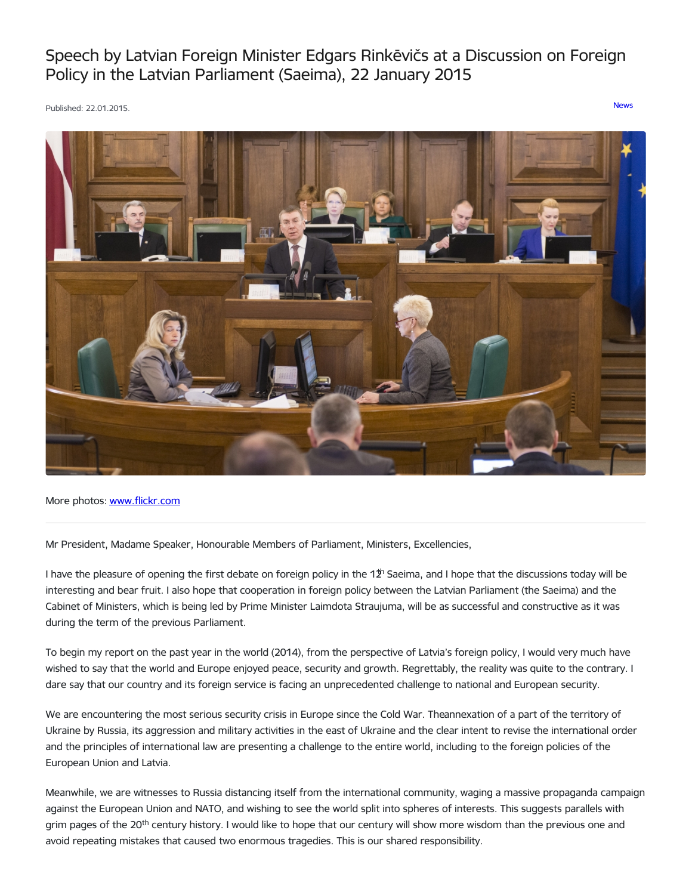# Speech by Latvian Foreign Minister Edgars Rinkēvičs at a Discussion on Foreign Policy in the Latvian Parliament (Saeima), 22 January 2015

Published: 22.01.2015.

News

More photos: www.flickr.com

---

Mr President, Madame Speaker, Honourable Members of Parliament, Ministers, Excellencies,

I have the pleasure of opening the first debate on foreign policy in the 12th Saeima, and I hope that the discussions today will be interesting and bear fruit. I also hope that cooperation in foreign policy between the Latvian Parliament (the Saeima) and the Cabinet of Ministers, which is being led by Prime Minister Laimdota Straujuma, will be as successful and constructive as it was during the term of the previous Parliament.

To begin my report on the past year in the world (2014), from the perspective of Latvia's foreign policy, I would very much have wished to say that the world and Europe enjoyed peace, security and growth. Regrettably, the reality was quite to the contrary. I dare say that our country and its foreign service is facing an unprecedented challenge to national and European security.

We are encountering the most serious security crisis in Europe since the Cold War. Theannexation of a part of the territory of Ukraine by Russia, its aggression and military activities in the east of Ukraine and the clear intent to revise the international order and the principles of international law are presenting a challenge to the entire world, including to the foreign policies of the European Union and Latvia.

Meanwhile, we are witnesses to Russia distancing itself from the international community, waging a massive propaganda campaign against the European Union and NATO, and wishing to see the world split into spheres of interests. This suggests parallels with grim pages of the 20th century history. I would like to hope that our century will show more wisdom than the previous one and avoid repeating mistakes that caused two enormous tragedies. This is our shared responsibility.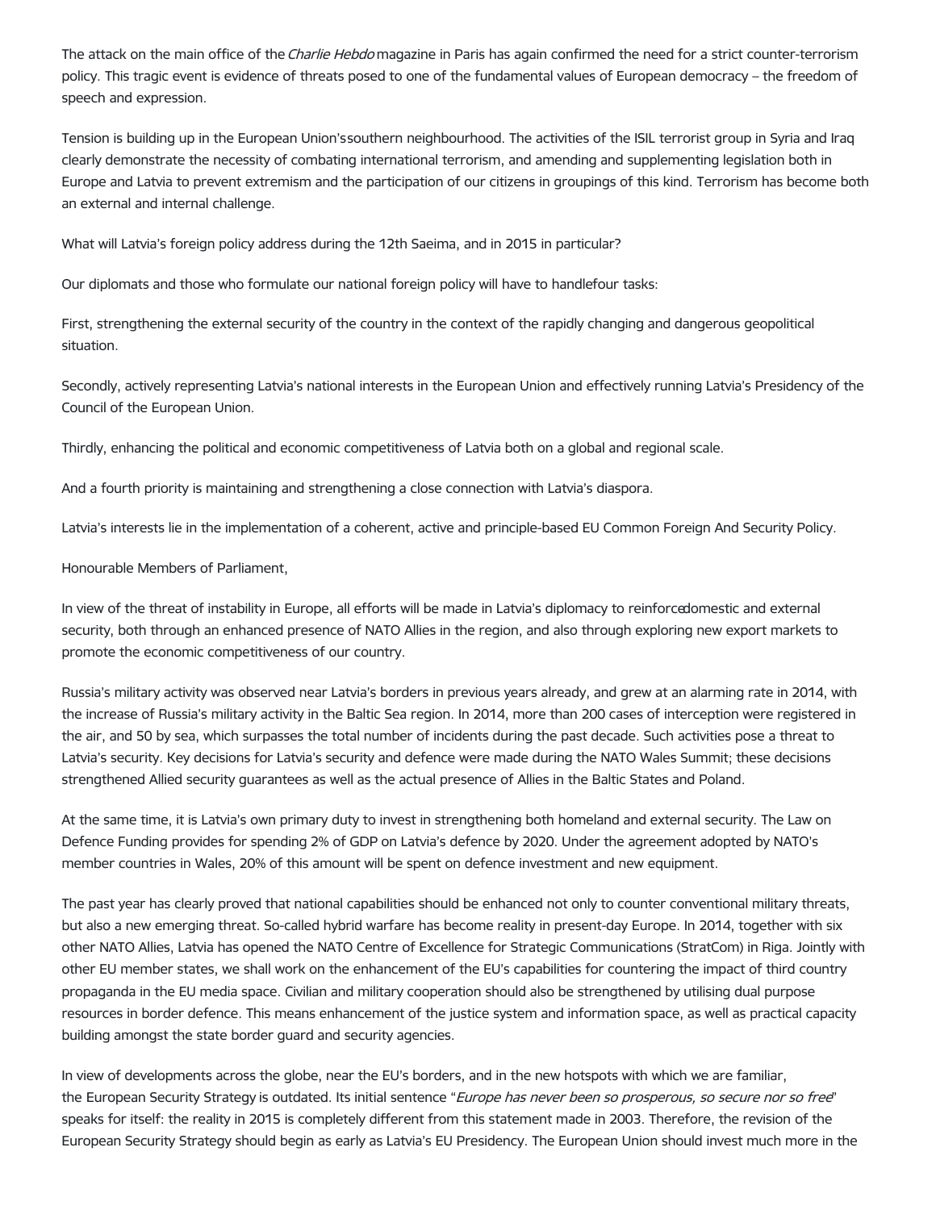The attack on the main office of the *Charlie Hebdo* magazine in Paris has again confirmed the need for a strict counter-terrorism policy. This tragic event is evidence of threats posed to one of the fundamental values of European democracy – the freedom of speech and expression.

Tension is building up in the European Union's southern neighbourhood. The activities of the ISIL terrorist group in Syria and Iraq clearly demonstrate the necessity of combating international terrorism, and amending and supplementing legislation both in Europe and Latvia to prevent extremism and the participation of our citizens in groupings of this kind. Terrorism has become both an external and internal challenge.

What will Latvia's foreign policy address during the 12th Saeima, and in 2015 in particular?

Our diplomats and those who formulate our national foreign policy will have to handle four tasks:

First, strengthening the external security of the country in the context of the rapidly changing and dangerous geopolitical situation.

Secondly, actively representing Latvia's national interests in the European Union and effectively running Latvia's Presidency of the Council of the European Union.

Thirdly, enhancing the political and economic competitiveness of Latvia both on a global and regional scale.

And a fourth priority is maintaining and strengthening a close connection with Latvia's diaspora.

Latvia's interests lie in the implementation of a coherent, active and principle-based EU Common Foreign And Security Policy.

Honourable Members of Parliament,

In view of the threat of instability in Europe, all efforts will be made in Latvia's diplomacy to reinforce domestic and external security, both through an enhanced presence of NATO Allies in the region, and also through exploring new export markets to promote the economic competitiveness of our country.

Russia's military activity was observed near Latvia's borders in previous years already, and grew at an alarming rate in 2014, with the increase of Russia's military activity in the Baltic Sea region. In 2014, more than 200 cases of interception were registered in the air, and 50 by sea, which surpasses the total number of incidents during the past decade. Such activities pose a threat to Latvia's security. Key decisions for Latvia's security and defence were made during the NATO Wales Summit; these decisions strengthened Allied security guarantees as well as the actual presence of Allies in the Baltic States and Poland.

At the same time, it is Latvia's own primary duty to invest in strengthening both homeland and external security. The Law on Defence Funding provides for spending 2% of GDP on Latvia's defence by 2020. Under the agreement adopted by NATO's member countries in Wales, 20% of this amount will be spent on defence investment and new equipment.

The past year has clearly proved that national capabilities should be enhanced not only to counter conventional military threats, but also a new emerging threat. So-called hybrid warfare has become reality in present-day Europe. In 2014, together with six other NATO Allies, Latvia has opened the NATO Centre of Excellence for Strategic Communications (StratCom) in Riga. Jointly with other EU member states, we shall work on the enhancement of the EU's capabilities for countering the impact of third country propaganda in the EU media space. Civilian and military cooperation should also be strengthened by utilising dual purpose resources in border defence. This means enhancement of the justice system and information space, as well as practical capacity building amongst the state border guard and security agencies.

In view of developments across the globe, near the EU's borders, and in the new hotspots with which we are familiar, the European Security Strategy is outdated. Its initial sentence "*Europe has never been so prosperous, so secure nor so free*" speaks for itself: the reality in 2015 is completely different from this statement made in 2003. Therefore, the revision of the European Security Strategy should begin as early as Latvia's EU Presidency. The European Union should invest much more in the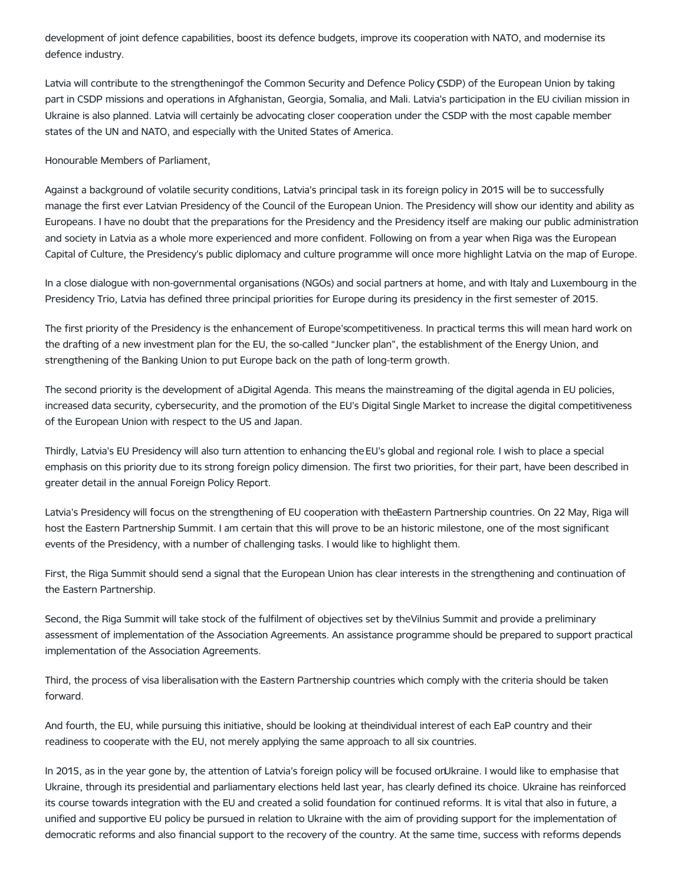development of joint defence capabilities, boost its defence budgets, improve its cooperation with NATO, and modernise its defence industry.

Latvia will contribute to the strengthening of the Common Security and Defence Policy (CSDP) of the European Union by taking part in CSDP missions and operations in Afghanistan, Georgia, Somalia, and Mali. Latvia's participation in the EU civilian mission in Ukraine is also planned. Latvia will certainly be advocating closer cooperation under the CSDP with the most capable member states of the UN and NATO, and especially with the United States of America.

Honourable Members of Parliament,

Against a background of volatile security conditions, Latvia's principal task in its foreign policy in 2015 will be to successfully manage the first ever Latvian Presidency of the Council of the European Union. The Presidency will show our identity and ability as Europeans. I have no doubt that the preparations for the Presidency and the Presidency itself are making our public administration and society in Latvia as a whole more experienced and more confident. Following on from a year when Riga was the European Capital of Culture, the Presidency's public diplomacy and culture programme will once more highlight Latvia on the map of Europe.

In a close dialogue with non-governmental organisations (NGOs) and social partners at home, and with Italy and Luxembourg in the Presidency Trio, Latvia has defined three principal priorities for Europe during its presidency in the first semester of 2015.

The first priority of the Presidency is the enhancement of Europe's competitiveness. In practical terms this will mean hard work on the drafting of a new investment plan for the EU, the so-called "Juncker plan", the establishment of the Energy Union, and strengthening of the Banking Union to put Europe back on the path of long-term growth.

The second priority is the development of a Digital Agenda. This means the mainstreaming of the digital agenda in EU policies, increased data security, cybersecurity, and the promotion of the EU's Digital Single Market to increase the digital competitiveness of the European Union with respect to the US and Japan.

Thirdly, Latvia's EU Presidency will also turn attention to enhancing the EU's global and regional role. I wish to place a special emphasis on this priority due to its strong foreign policy dimension. The first two priorities, for their part, have been described in greater detail in the annual Foreign Policy Report.

Latvia's Presidency will focus on the strengthening of EU cooperation with the Eastern Partnership countries. On 22 May, Riga will host the Eastern Partnership Summit. I am certain that this will prove to be an historic milestone, one of the most significant events of the Presidency, with a number of challenging tasks. I would like to highlight them.

First, the Riga Summit should send a signal that the European Union has clear interests in the strengthening and continuation of the Eastern Partnership.

Second, the Riga Summit will take stock of the fulfilment of objectives set by the Vilnius Summit and provide a preliminary assessment of implementation of the Association Agreements. An assistance programme should be prepared to support practical implementation of the Association Agreements.

Third, the process of visa liberalisation with the Eastern Partnership countries which comply with the criteria should be taken forward.

And fourth, the EU, while pursuing this initiative, should be looking at the individual interest of each EaP country and their readiness to cooperate with the EU, not merely applying the same approach to all six countries.

In 2015, as in the year gone by, the attention of Latvia's foreign policy will be focused on Ukraine. I would like to emphasise that Ukraine, through its presidential and parliamentary elections held last year, has clearly defined its choice. Ukraine has reinforced its course towards integration with the EU and created a solid foundation for continued reforms. It is vital that also in future, a unified and supportive EU policy be pursued in relation to Ukraine with the aim of providing support for the implementation of democratic reforms and also financial support to the recovery of the country. At the same time, success with reforms depends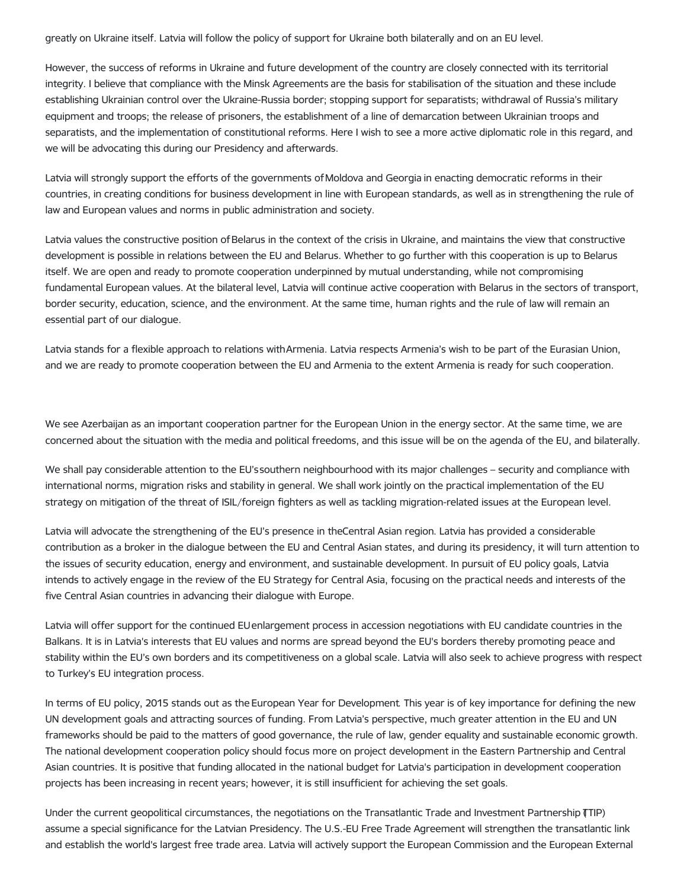greatly on Ukraine itself. Latvia will follow the policy of support for Ukraine both bilaterally and on an EU level.

However, the success of reforms in Ukraine and future development of the country are closely connected with its territorial integrity. I believe that compliance with the Minsk Agreements are the basis for stabilisation of the situation and these include establishing Ukrainian control over the Ukraine-Russia border; stopping support for separatists; withdrawal of Russia's military equipment and troops; the release of prisoners, the establishment of a line of demarcation between Ukrainian troops and separatists, and the implementation of constitutional reforms. Here I wish to see a more active diplomatic role in this regard, and we will be advocating this during our Presidency and afterwards.

Latvia will strongly support the efforts of the governments of Moldova and Georgia in enacting democratic reforms in their countries, in creating conditions for business development in line with European standards, as well as in strengthening the rule of law and European values and norms in public administration and society.

Latvia values the constructive position of Belarus in the context of the crisis in Ukraine, and maintains the view that constructive development is possible in relations between the EU and Belarus. Whether to go further with this cooperation is up to Belarus itself. We are open and ready to promote cooperation underpinned by mutual understanding, while not compromising fundamental European values. At the bilateral level, Latvia will continue active cooperation with Belarus in the sectors of transport, border security, education, science, and the environment. At the same time, human rights and the rule of law will remain an essential part of our dialogue.

Latvia stands for a flexible approach to relations with Armenia. Latvia respects Armenia's wish to be part of the Eurasian Union, and we are ready to promote cooperation between the EU and Armenia to the extent Armenia is ready for such cooperation.

We see Azerbaijan as an important cooperation partner for the European Union in the energy sector. At the same time, we are concerned about the situation with the media and political freedoms, and this issue will be on the agenda of the EU, and bilaterally.

We shall pay considerable attention to the EU's southern neighbourhood with its major challenges – security and compliance with international norms, migration risks and stability in general. We shall work jointly on the practical implementation of the EU strategy on mitigation of the threat of ISIL/foreign fighters as well as tackling migration-related issues at the European level.

Latvia will advocate the strengthening of the EU's presence in the Central Asian region. Latvia has provided a considerable contribution as a broker in the dialogue between the EU and Central Asian states, and during its presidency, it will turn attention to the issues of security education, energy and environment, and sustainable development. In pursuit of EU policy goals, Latvia intends to actively engage in the review of the EU Strategy for Central Asia, focusing on the practical needs and interests of the five Central Asian countries in advancing their dialogue with Europe.

Latvia will offer support for the continued EU enlargement process in accession negotiations with EU candidate countries in the Balkans. It is in Latvia's interests that EU values and norms are spread beyond the EU's borders thereby promoting peace and stability within the EU's own borders and its competitiveness on a global scale. Latvia will also seek to achieve progress with respect to Turkey's EU integration process.

In terms of EU policy, 2015 stands out as the European Year for Development. This year is of key importance for defining the new UN development goals and attracting sources of funding. From Latvia's perspective, much greater attention in the EU and UN frameworks should be paid to the matters of good governance, the rule of law, gender equality and sustainable economic growth. The national development cooperation policy should focus more on project development in the Eastern Partnership and Central Asian countries. It is positive that funding allocated in the national budget for Latvia's participation in development cooperation projects has been increasing in recent years; however, it is still insufficient for achieving the set goals.

Under the current geopolitical circumstances, the negotiations on the Transatlantic Trade and Investment Partnership (TTIP) assume a special significance for the Latvian Presidency. The U.S.-EU Free Trade Agreement will strengthen the transatlantic link and establish the world's largest free trade area. Latvia will actively support the European Commission and the European External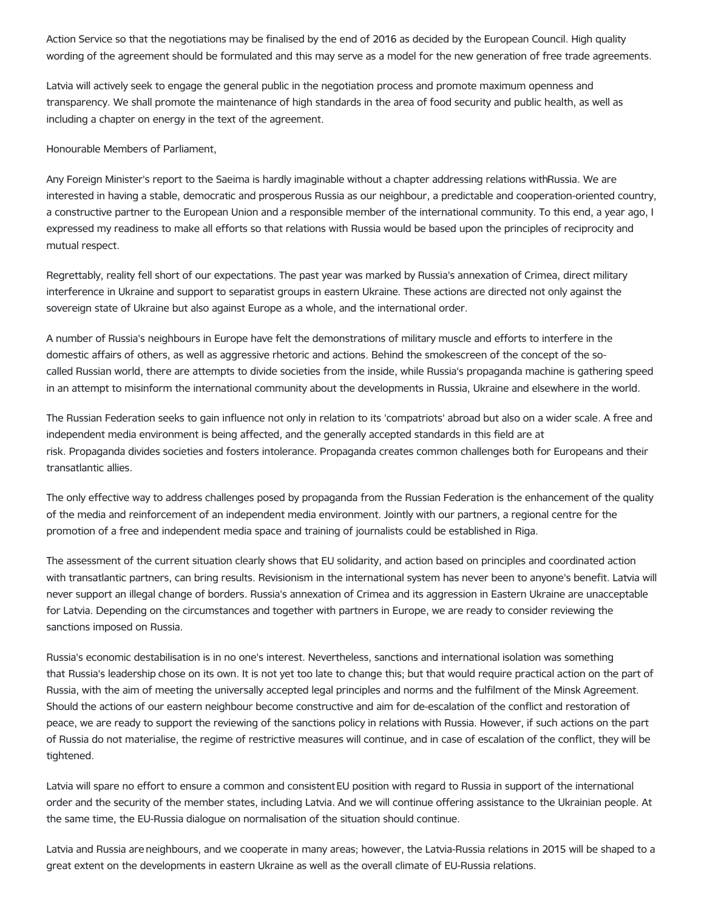Action Service so that the negotiations may be finalised by the end of 2016 as decided by the European Council. High quality wording of the agreement should be formulated and this may serve as a model for the new generation of free trade agreements.

Latvia will actively seek to engage the general public in the negotiation process and promote maximum openness and transparency. We shall promote the maintenance of high standards in the area of food security and public health, as well as including a chapter on energy in the text of the agreement.

Honourable Members of Parliament,

Any Foreign Minister's report to the Saeima is hardly imaginable without a chapter addressing relations withRussia. We are interested in having a stable, democratic and prosperous Russia as our neighbour, a predictable and cooperation-oriented country, a constructive partner to the European Union and a responsible member of the international community. To this end, a year ago, I expressed my readiness to make all efforts so that relations with Russia would be based upon the principles of reciprocity and mutual respect.

Regrettably, reality fell short of our expectations. The past year was marked by Russia's annexation of Crimea, direct military interference in Ukraine and support to separatist groups in eastern Ukraine. These actions are directed not only against the sovereign state of Ukraine but also against Europe as a whole, and the international order.

A number of Russia's neighbours in Europe have felt the demonstrations of military muscle and efforts to interfere in the domestic affairs of others, as well as aggressive rhetoric and actions. Behind the smokescreen of the concept of the so-called Russian world, there are attempts to divide societies from the inside, while Russia's propaganda machine is gathering speed in an attempt to misinform the international community about the developments in Russia, Ukraine and elsewhere in the world.

The Russian Federation seeks to gain influence not only in relation to its 'compatriots' abroad but also on a wider scale. A free and independent media environment is being affected, and the generally accepted standards in this field are at risk. Propaganda divides societies and fosters intolerance. Propaganda creates common challenges both for Europeans and their transatlantic allies.

The only effective way to address challenges posed by propaganda from the Russian Federation is the enhancement of the quality of the media and reinforcement of an independent media environment. Jointly with our partners, a regional centre for the promotion of a free and independent media space and training of journalists could be established in Riga.

The assessment of the current situation clearly shows that EU solidarity, and action based on principles and coordinated action with transatlantic partners, can bring results. Revisionism in the international system has never been to anyone's benefit. Latvia will never support an illegal change of borders. Russia's annexation of Crimea and its aggression in Eastern Ukraine are unacceptable for Latvia. Depending on the circumstances and together with partners in Europe, we are ready to consider reviewing the sanctions imposed on Russia.

Russia's economic destabilisation is in no one's interest. Nevertheless, sanctions and international isolation was something that Russia's leadership chose on its own. It is not yet too late to change this; but that would require practical action on the part of Russia, with the aim of meeting the universally accepted legal principles and norms and the fulfilment of the Minsk Agreement. Should the actions of our eastern neighbour become constructive and aim for de-escalation of the conflict and restoration of peace, we are ready to support the reviewing of the sanctions policy in relations with Russia. However, if such actions on the part of Russia do not materialise, the regime of restrictive measures will continue, and in case of escalation of the conflict, they will be tightened.

Latvia will spare no effort to ensure a common and consistent EU position with regard to Russia in support of the international order and the security of the member states, including Latvia. And we will continue offering assistance to the Ukrainian people. At the same time, the EU-Russia dialogue on normalisation of the situation should continue.

Latvia and Russia are neighbours, and we cooperate in many areas; however, the Latvia-Russia relations in 2015 will be shaped to a great extent on the developments in eastern Ukraine as well as the overall climate of EU-Russia relations.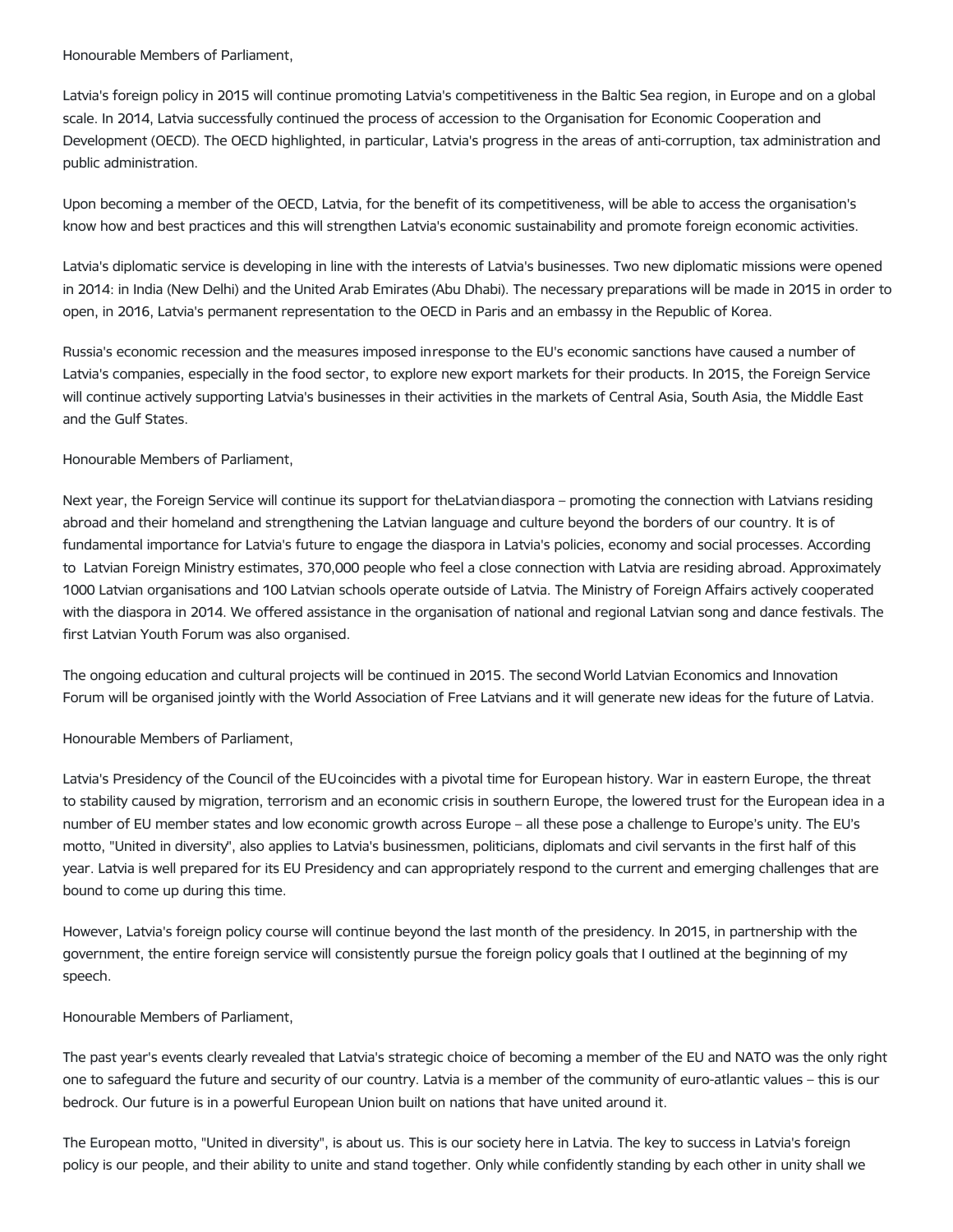Honourable Members of Parliament,

Latvia's foreign policy in 2015 will continue promoting Latvia's competitiveness in the Baltic Sea region, in Europe and on a global scale. In 2014, Latvia successfully continued the process of accession to the Organisation for Economic Cooperation and Development (OECD). The OECD highlighted, in particular, Latvia's progress in the areas of anti-corruption, tax administration and public administration.

Upon becoming a member of the OECD, Latvia, for the benefit of its competitiveness, will be able to access the organisation's know how and best practices and this will strengthen Latvia's economic sustainability and promote foreign economic activities.

Latvia's diplomatic service is developing in line with the interests of Latvia's businesses. Two new diplomatic missions were opened in 2014: in India (New Delhi) and the United Arab Emirates (Abu Dhabi). The necessary preparations will be made in 2015 in order to open, in 2016, Latvia's permanent representation to the OECD in Paris and an embassy in the Republic of Korea.

Russia's economic recession and the measures imposed inresponse to the EU's economic sanctions have caused a number of Latvia's companies, especially in the food sector, to explore new export markets for their products. In 2015, the Foreign Service will continue actively supporting Latvia's businesses in their activities in the markets of Central Asia, South Asia, the Middle East and the Gulf States.

Honourable Members of Parliament,

Next year, the Foreign Service will continue its support for theLatviandiaspora – promoting the connection with Latvians residing abroad and their homeland and strengthening the Latvian language and culture beyond the borders of our country. It is of fundamental importance for Latvia's future to engage the diaspora in Latvia's policies, economy and social processes. According to Latvian Foreign Ministry estimates, 370,000 people who feel a close connection with Latvia are residing abroad. Approximately 1000 Latvian organisations and 100 Latvian schools operate outside of Latvia. The Ministry of Foreign Affairs actively cooperated with the diaspora in 2014. We offered assistance in the organisation of national and regional Latvian song and dance festivals. The first Latvian Youth Forum was also organised.

The ongoing education and cultural projects will be continued in 2015. The second World Latvian Economics and Innovation Forum will be organised jointly with the World Association of Free Latvians and it will generate new ideas for the future of Latvia.

Honourable Members of Parliament,

Latvia's Presidency of the Council of the EUcoincides with a pivotal time for European history. War in eastern Europe, the threat to stability caused by migration, terrorism and an economic crisis in southern Europe, the lowered trust for the European idea in a number of EU member states and low economic growth across Europe – all these pose a challenge to Europe's unity. The EU's motto, "United in diversity", also applies to Latvia's businessmen, politicians, diplomats and civil servants in the first half of this year. Latvia is well prepared for its EU Presidency and can appropriately respond to the current and emerging challenges that are bound to come up during this time.

However, Latvia's foreign policy course will continue beyond the last month of the presidency. In 2015, in partnership with the government, the entire foreign service will consistently pursue the foreign policy goals that I outlined at the beginning of my speech.

Honourable Members of Parliament,

The past year's events clearly revealed that Latvia's strategic choice of becoming a member of the EU and NATO was the only right one to safeguard the future and security of our country. Latvia is a member of the community of euro-atlantic values – this is our bedrock. Our future is in a powerful European Union built on nations that have united around it.

The European motto, "United in diversity", is about us. This is our society here in Latvia. The key to success in Latvia's foreign policy is our people, and their ability to unite and stand together. Only while confidently standing by each other in unity shall we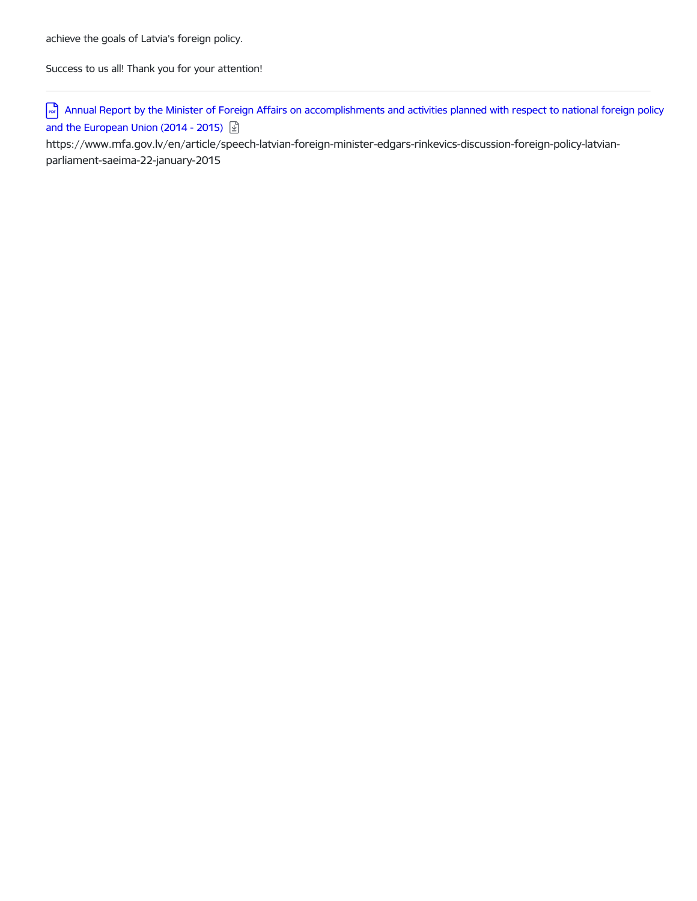achieve the goals of Latvia's foreign policy.

Success to us all! Thank you for your attention!

---

Annual Report by the Minister of Foreign Affairs on accomplishments and activities planned with respect to national foreign policy and the European Union (2014 - 2015)

https://www.mfa.gov.lv/en/article/speech-latvian-foreign-minister-edgars-rinkevics-discussion-foreign-policy-latvian-parliament-saeima-22-january-2015